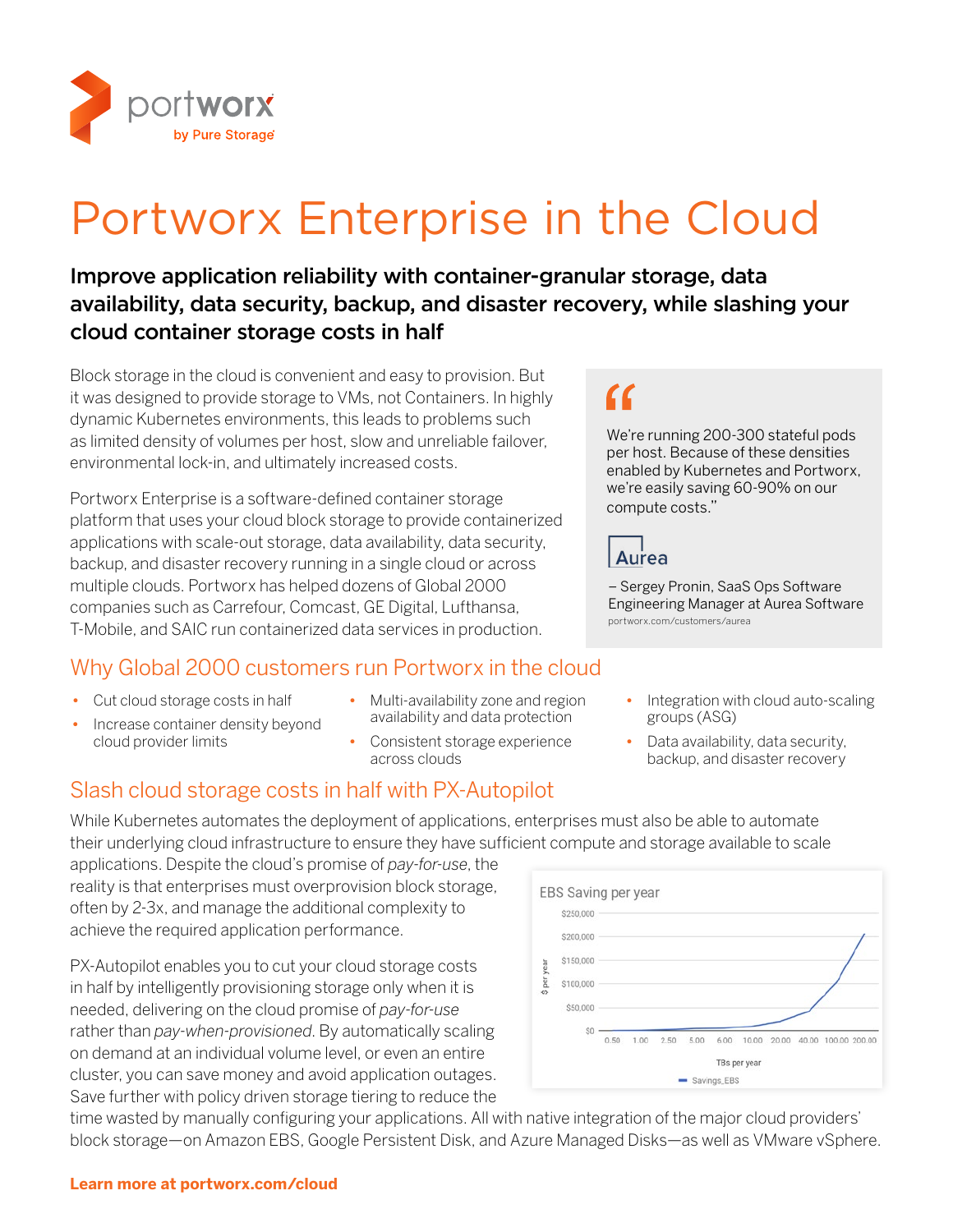portworx

by Pure Storage

# Portworx Enterprise in the Cloud

**Improve application reliability with container-granular storage, data availability, data security, backup, and disaster recovery, while slashing your cloud container storage costs in half**

Block storage in the cloud is convenient and easy to provision. But it was designed to provide storage to VMs, not Containers. In highly dynamic Kubernetes environments, this leads to problems such as limited density of volumes per host, slow and unreliable failover, environmental lock-in, and ultimately increased costs.

Portworx Enterprise is a software-defined container storage platform that uses your cloud block storage to provide containerized applications with scale-out storage, data availability, data security, backup, and disaster recovery running in a single cloud or across multiple clouds. Portworx has helped dozens of Global 2000 companies such as Carrefour, Comcast, GE Digital, Lufthansa, T-Mobile, and SAIC run containerized data services in production.

> "We're running 200-300 stateful pods per host. Because of these densities enabled by Kubernetes and Portworx, we're easily saving 60-90% on our compute costs."
>
> Aurea
>
> – Sergey Pronin, SaaS Ops Software Engineering Manager at Aurea Software
>
> portworx.com/customers/aurea

## Why Global 2000 customers run Portworx in the cloud

- Cut cloud storage costs in half
- Increase container density beyond cloud provider limits
- Multi-availability zone and region availability and data protection
- Consistent storage experience across clouds
- Integration with cloud auto-scaling groups (ASG)
- Data availability, data security, backup, and disaster recovery

## Slash cloud storage costs in half with PX-Autopilot

While Kubernetes automates the deployment of applications, enterprises must also be able to automate their underlying cloud infrastructure to ensure they have sufficient compute and storage available to scale applications. Despite the cloud's promise of *pay-for-use*, the reality is that enterprises must overprovision block storage, often by 2-3x, and manage the additional complexity to achieve the required application performance.

PX-Autopilot enables you to cut your cloud storage costs in half by intelligently provisioning storage only when it is needed, delivering on the cloud promise of *pay-for-use* rather than *pay-when-provisioned*. By automatically scaling on demand at an individual volume level, or even an entire cluster, you can save money and avoid application outages. Save further with policy driven storage tiering to reduce the time wasted by manually configuring your applications. All with native integration of the major cloud providers' block storage—on Amazon EBS, Google Persistent Disk, and Azure Managed Disks—as well as VMware vSphere.

EBS Saving per year

| TBs per year | 0.50 | 1.00 | 2.50 | 5.00 | 6.00 | 10.00 | 20.00 | 40.00 | 100.00 | 200.00 |
|---|---|---|---|---|---|---|---|---|---|---|

($ per year axis: $0 – $250,000; legend: Savings_EBS)

**Learn more at portworx.com/cloud**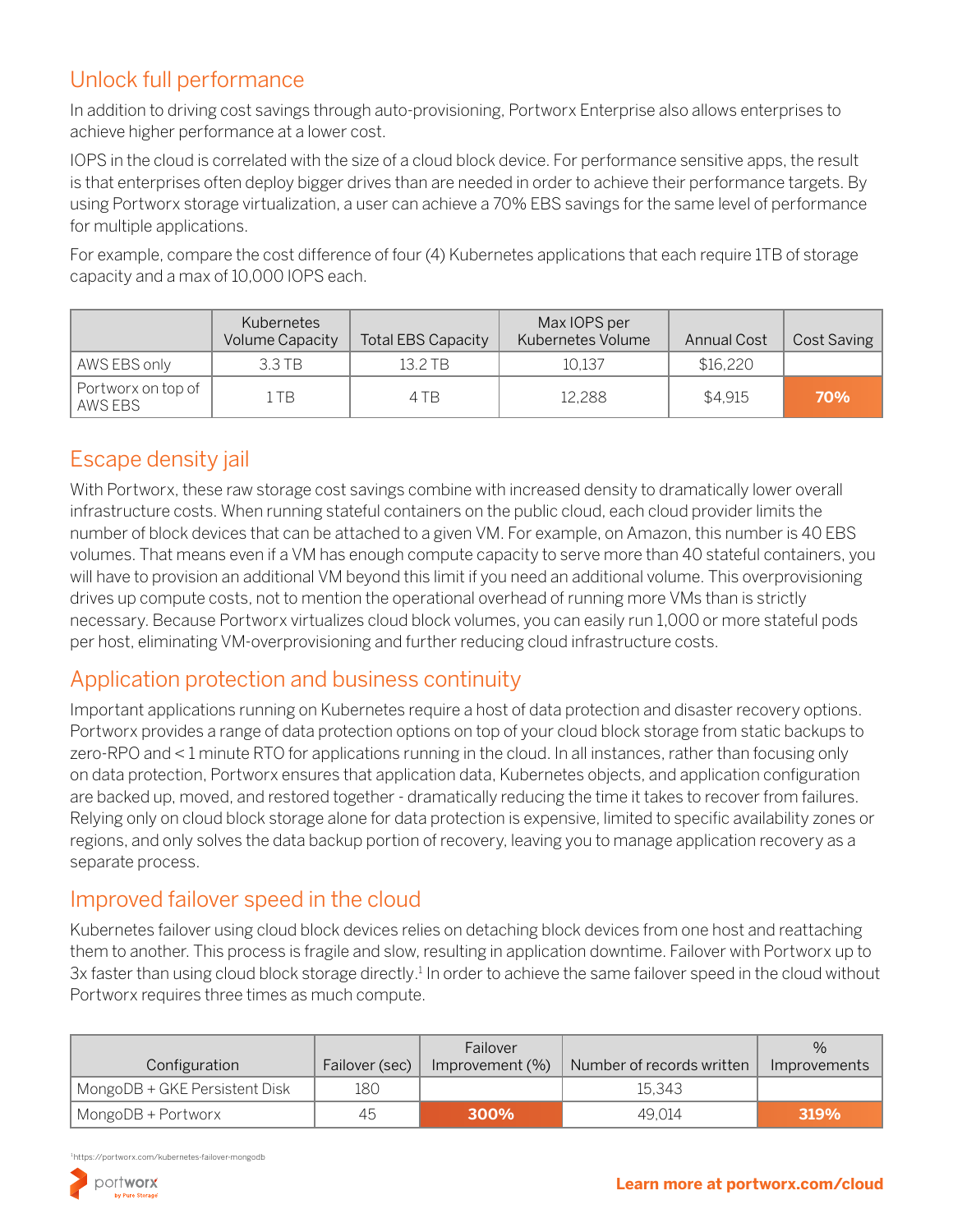## Unlock full performance

In addition to driving cost savings through auto-provisioning, Portworx Enterprise also allows enterprises to achieve higher performance at a lower cost.

IOPS in the cloud is correlated with the size of a cloud block device. For performance sensitive apps, the result is that enterprises often deploy bigger drives than are needed in order to achieve their performance targets. By using Portworx storage virtualization, a user can achieve a 70% EBS savings for the same level of performance for multiple applications.

For example, compare the cost difference of four (4) Kubernetes applications that each require 1TB of storage capacity and a max of 10,000 IOPS each.

| | Kubernetes Volume Capacity | Total EBS Capacity | Max IOPS per Kubernetes Volume | Annual Cost | Cost Saving |
|---|---|---|---|---|---|
| AWS EBS only | 3.3 TB | 13.2 TB | 10,137 | $16,220 | |
| Portworx on top of AWS EBS | 1 TB | 4 TB | 12,288 | $4,915 | **70%** |

## Escape density jail

With Portworx, these raw storage cost savings combine with increased density to dramatically lower overall infrastructure costs. When running stateful containers on the public cloud, each cloud provider limits the number of block devices that can be attached to a given VM. For example, on Amazon, this number is 40 EBS volumes. That means even if a VM has enough compute capacity to serve more than 40 stateful containers, you will have to provision an additional VM beyond this limit if you need an additional volume. This overprovisioning drives up compute costs, not to mention the operational overhead of running more VMs than is strictly necessary. Because Portworx virtualizes cloud block volumes, you can easily run 1,000 or more stateful pods per host, eliminating VM-overprovisioning and further reducing cloud infrastructure costs.

## Application protection and business continuity

Important applications running on Kubernetes require a host of data protection and disaster recovery options. Portworx provides a range of data protection options on top of your cloud block storage from static backups to zero-RPO and < 1 minute RTO for applications running in the cloud. In all instances, rather than focusing only on data protection, Portworx ensures that application data, Kubernetes objects, and application configuration are backed up, moved, and restored together - dramatically reducing the time it takes to recover from failures. Relying only on cloud block storage alone for data protection is expensive, limited to specific availability zones or regions, and only solves the data backup portion of recovery, leaving you to manage application recovery as a separate process.

## Improved failover speed in the cloud

Kubernetes failover using cloud block devices relies on detaching block devices from one host and reattaching them to another. This process is fragile and slow, resulting in application downtime. Failover with Portworx up to 3x faster than using cloud block storage directly.[1] In order to achieve the same failover speed in the cloud without Portworx requires three times as much compute.

| Configuration | Failover (sec) | Failover Improvement (%) | Number of records written | % Improvements |
|---|---|---|---|---|
| MongoDB + GKE Persistent Disk | 180 | | 15,343 | |
| MongoDB + Portworx | 45 | **300%** | 49,014 | **319%** |

[1]https://portworx.com/kubernetes-failover-mongodb

**Learn more at portworx.com/cloud**